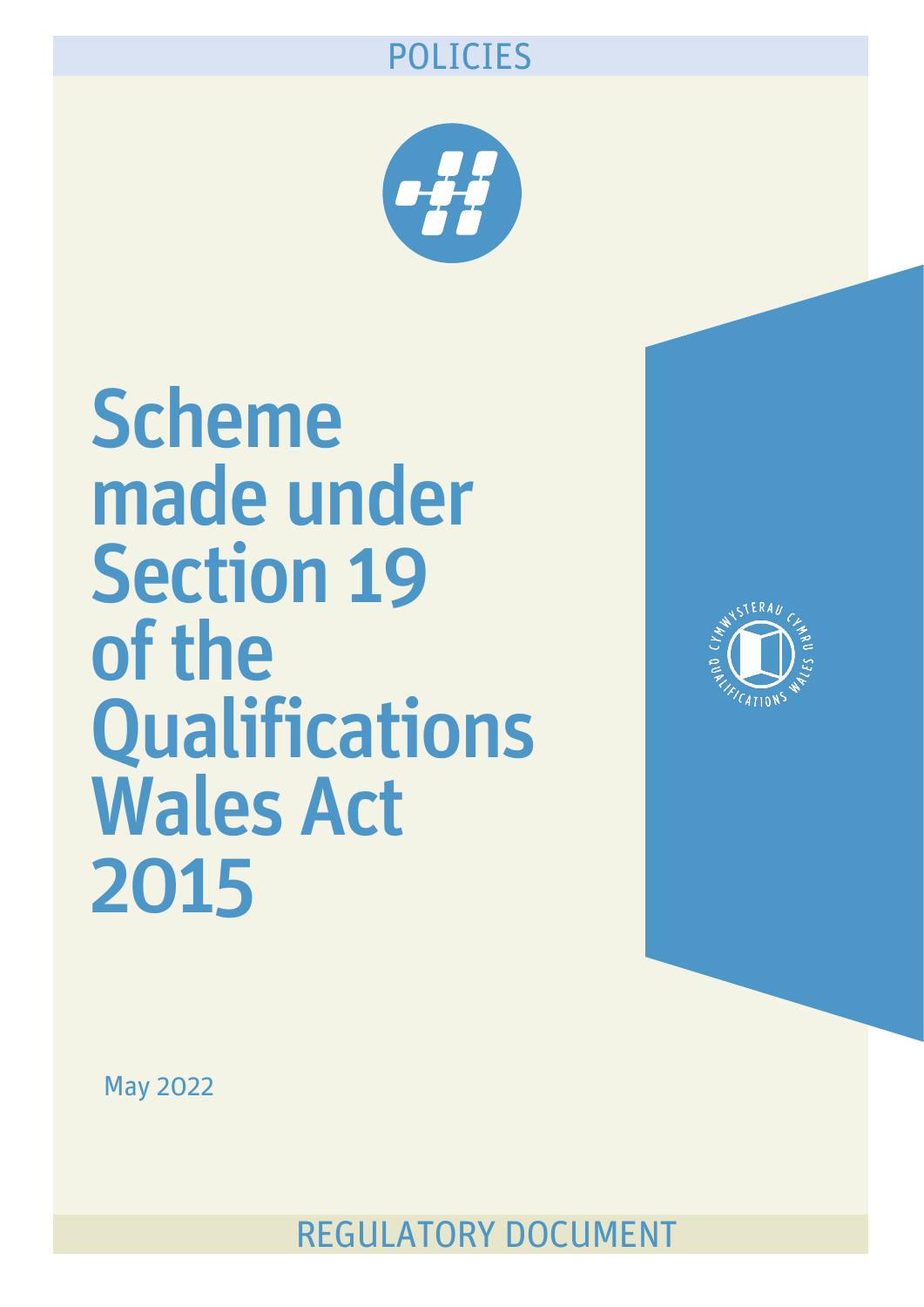POLICIES

# Scheme made under Section 19 of the Qualifications Wales Act 2015

May 2022

REGULATORY DOCUMENT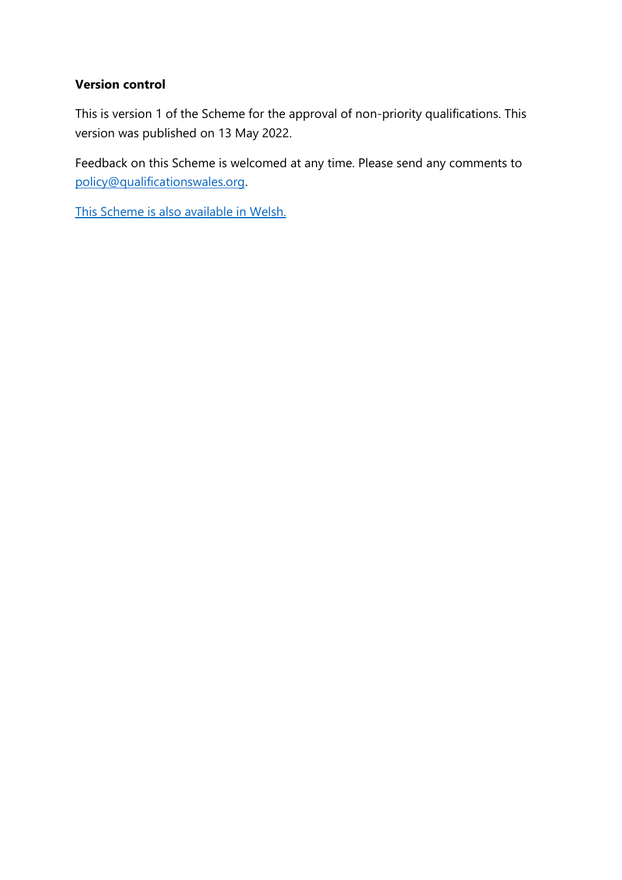**Version control**

This is version 1 of the Scheme for the approval of non-priority qualifications. This version was published on 13 May 2022.

Feedback on this Scheme is welcomed at any time. Please send any comments to [policy@qualificationswales.org](mailto:policy@qualificationswales.org).

[This Scheme is also available in Welsh.]()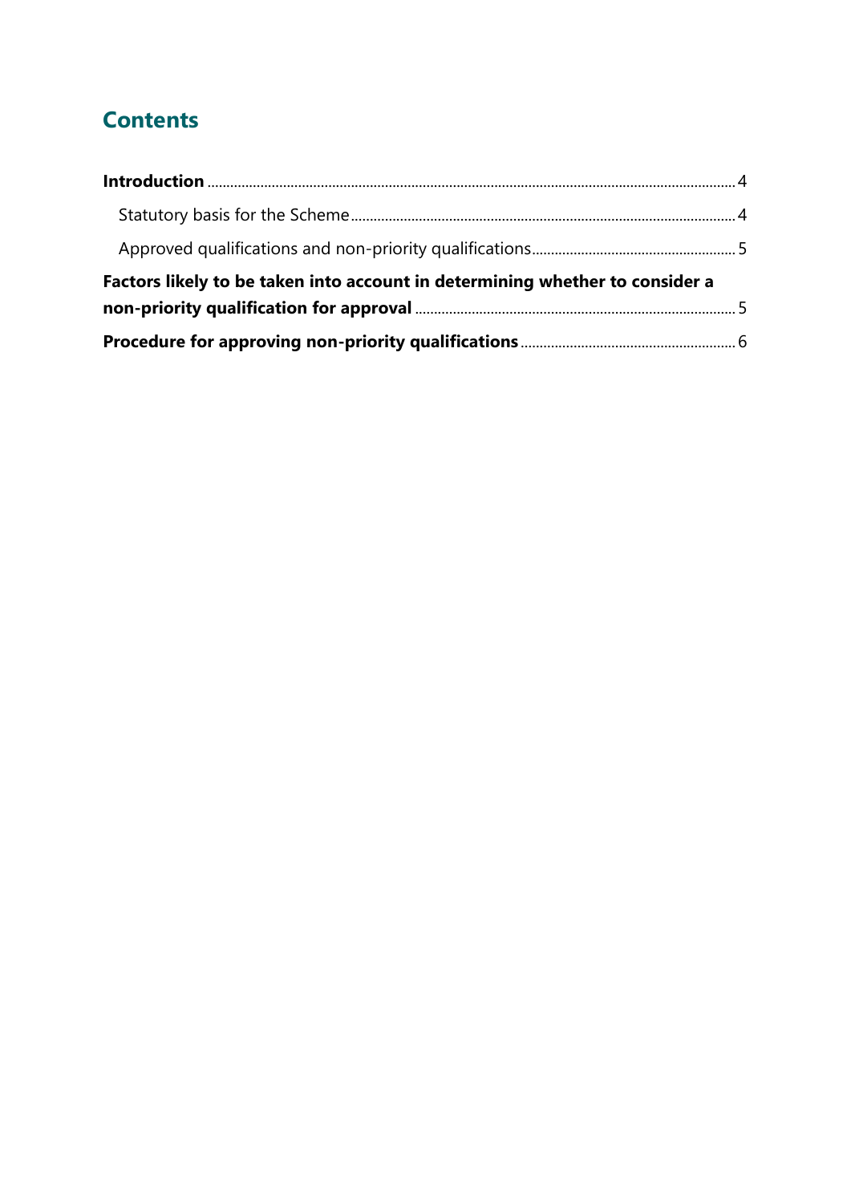# Contents

**Introduction** .......... 4

- Statutory basis for the Scheme .......... 4
- Approved qualifications and non-priority qualifications .......... 5

**Factors likely to be taken into account in determining whether to consider a non-priority qualification for approval** .......... 5

**Procedure for approving non-priority qualifications** .......... 6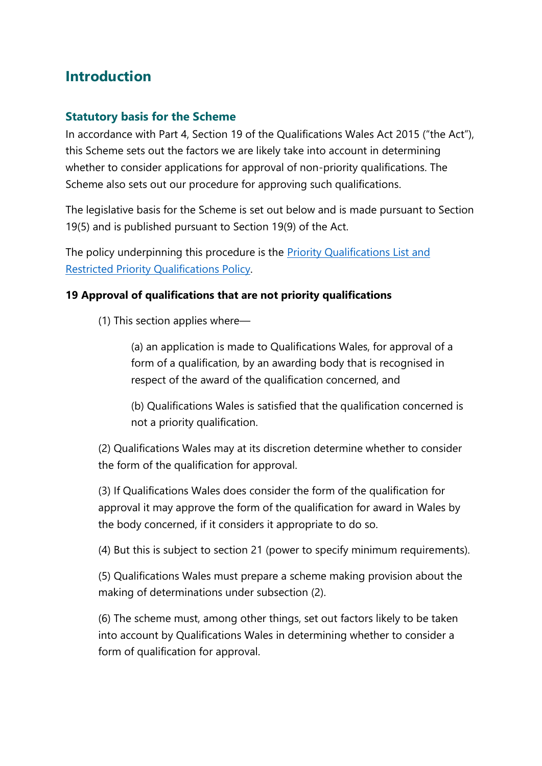## Introduction

### Statutory basis for the Scheme

In accordance with Part 4, Section 19 of the Qualifications Wales Act 2015 ("the Act"), this Scheme sets out the factors we are likely take into account in determining whether to consider applications for approval of non-priority qualifications. The Scheme also sets out our procedure for approving such qualifications.

The legislative basis for the Scheme is set out below and is made pursuant to Section 19(5) and is published pursuant to Section 19(9) of the Act.

The policy underpinning this procedure is the [Priority Qualifications List and Restricted Priority Qualifications Policy](#).

**19 Approval of qualifications that are not priority qualifications**

> (1) This section applies where—
>
> > (a) an application is made to Qualifications Wales, for approval of a form of a qualification, by an awarding body that is recognised in respect of the award of the qualification concerned, and
> >
> > (b) Qualifications Wales is satisfied that the qualification concerned is not a priority qualification.
>
> (2) Qualifications Wales may at its discretion determine whether to consider the form of the qualification for approval.
>
> (3) If Qualifications Wales does consider the form of the qualification for approval it may approve the form of the qualification for award in Wales by the body concerned, if it considers it appropriate to do so.
>
> (4) But this is subject to section 21 (power to specify minimum requirements).
>
> (5) Qualifications Wales must prepare a scheme making provision about the making of determinations under subsection (2).
>
> (6) The scheme must, among other things, set out factors likely to be taken into account by Qualifications Wales in determining whether to consider a form of qualification for approval.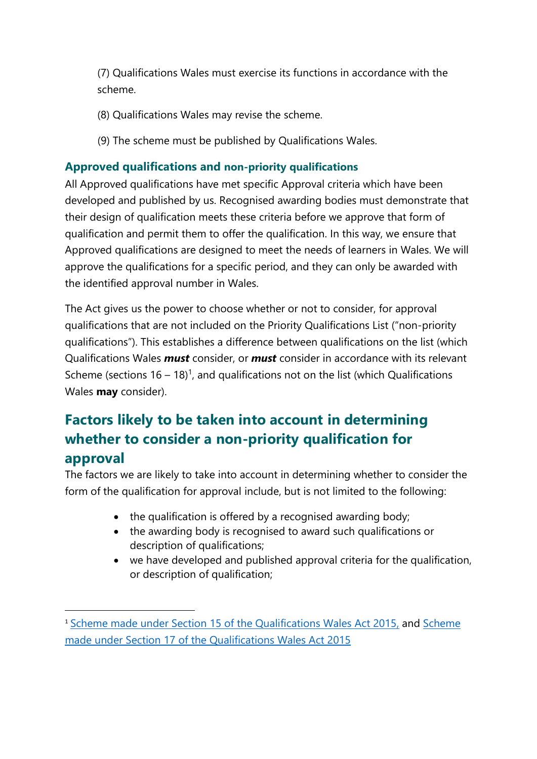(7) Qualifications Wales must exercise its functions in accordance with the scheme.

(8) Qualifications Wales may revise the scheme.

(9) The scheme must be published by Qualifications Wales.

### Approved qualifications and non-priority qualifications

All Approved qualifications have met specific Approval criteria which have been developed and published by us. Recognised awarding bodies must demonstrate that their design of qualification meets these criteria before we approve that form of qualification and permit them to offer the qualification. In this way, we ensure that Approved qualifications are designed to meet the needs of learners in Wales. We will approve the qualifications for a specific period, and they can only be awarded with the identified approval number in Wales.

The Act gives us the power to choose whether or not to consider, for approval qualifications that are not included on the Priority Qualifications List ("non-priority qualifications"). This establishes a difference between qualifications on the list (which Qualifications Wales ***must*** consider, or ***must*** consider in accordance with its relevant Scheme (sections 16 – 18)[1], and qualifications not on the list (which Qualifications Wales **may** consider).

## Factors likely to be taken into account in determining whether to consider a non-priority qualification for approval

The factors we are likely to take into account in determining whether to consider the form of the qualification for approval include, but is not limited to the following:

- the qualification is offered by a recognised awarding body;
- the awarding body is recognised to award such qualifications or description of qualifications;
- we have developed and published approval criteria for the qualification, or description of qualification;

[1] Scheme made under Section 15 of the Qualifications Wales Act 2015, and Scheme made under Section 17 of the Qualifications Wales Act 2015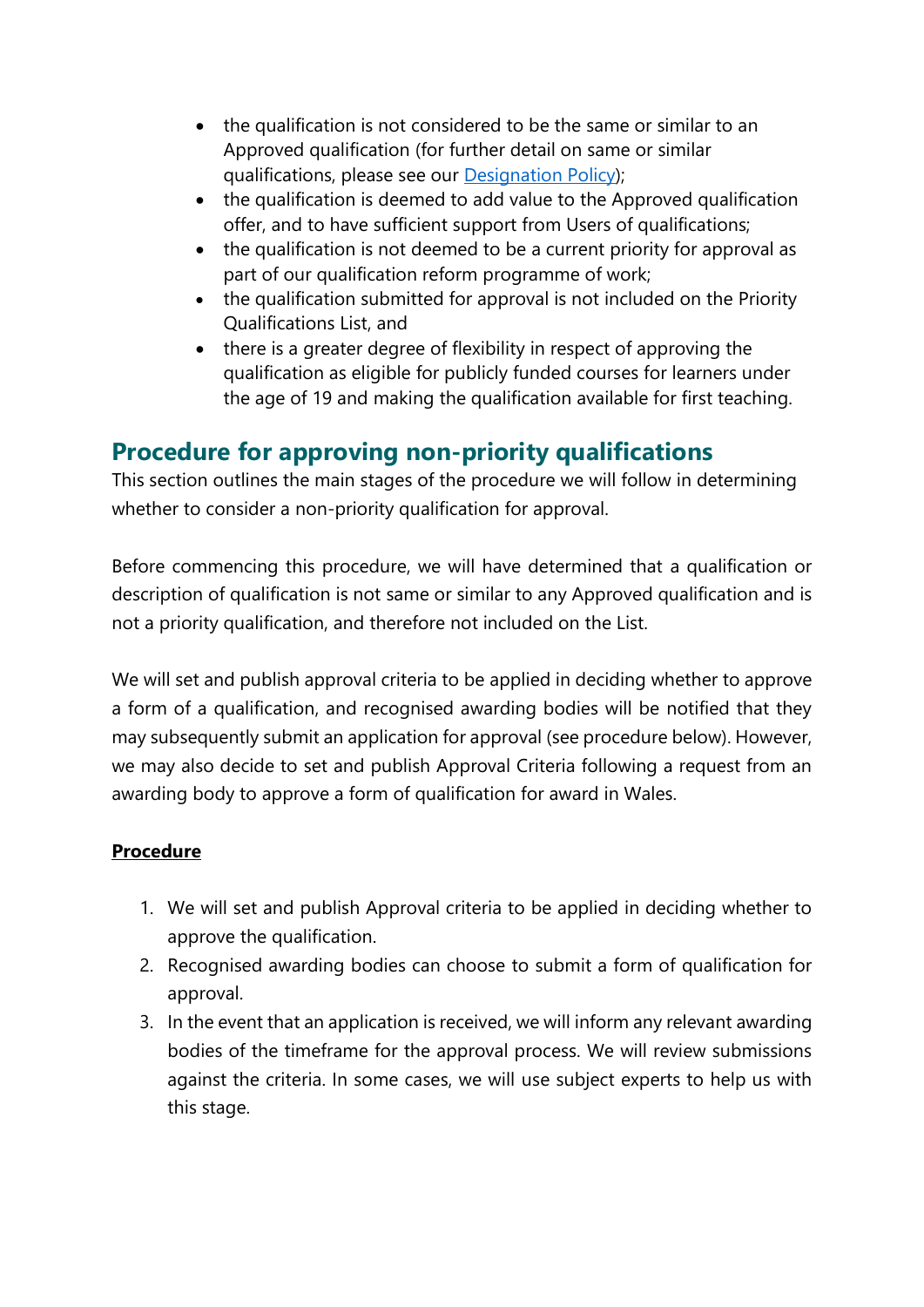- the qualification is not considered to be the same or similar to an Approved qualification (for further detail on same or similar qualifications, please see our [Designation Policy](#));
- the qualification is deemed to add value to the Approved qualification offer, and to have sufficient support from Users of qualifications;
- the qualification is not deemed to be a current priority for approval as part of our qualification reform programme of work;
- the qualification submitted for approval is not included on the Priority Qualifications List, and
- there is a greater degree of flexibility in respect of approving the qualification as eligible for publicly funded courses for learners under the age of 19 and making the qualification available for first teaching.

## Procedure for approving non-priority qualifications

This section outlines the main stages of the procedure we will follow in determining whether to consider a non-priority qualification for approval.

Before commencing this procedure, we will have determined that a qualification or description of qualification is not same or similar to any Approved qualification and is not a priority qualification, and therefore not included on the List.

We will set and publish approval criteria to be applied in deciding whether to approve a form of a qualification, and recognised awarding bodies will be notified that they may subsequently submit an application for approval (see procedure below). However, we may also decide to set and publish Approval Criteria following a request from an awarding body to approve a form of qualification for award in Wales.

**<u>Procedure</u>**

1. We will set and publish Approval criteria to be applied in deciding whether to approve the qualification.
2. Recognised awarding bodies can choose to submit a form of qualification for approval.
3. In the event that an application is received, we will inform any relevant awarding bodies of the timeframe for the approval process. We will review submissions against the criteria. In some cases, we will use subject experts to help us with this stage.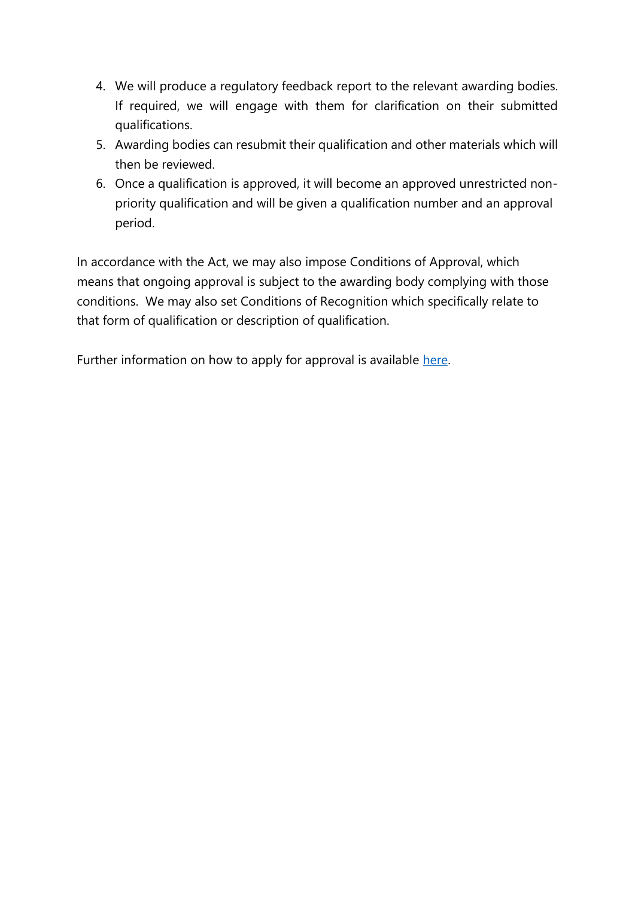4. We will produce a regulatory feedback report to the relevant awarding bodies. If required, we will engage with them for clarification on their submitted qualifications.
5. Awarding bodies can resubmit their qualification and other materials which will then be reviewed.
6. Once a qualification is approved, it will become an approved unrestricted non-priority qualification and will be given a qualification number and an approval period.

In accordance with the Act, we may also impose Conditions of Approval, which means that ongoing approval is subject to the awarding body complying with those conditions. We may also set Conditions of Recognition which specifically relate to that form of qualification or description of qualification.

Further information on how to apply for approval is available here.